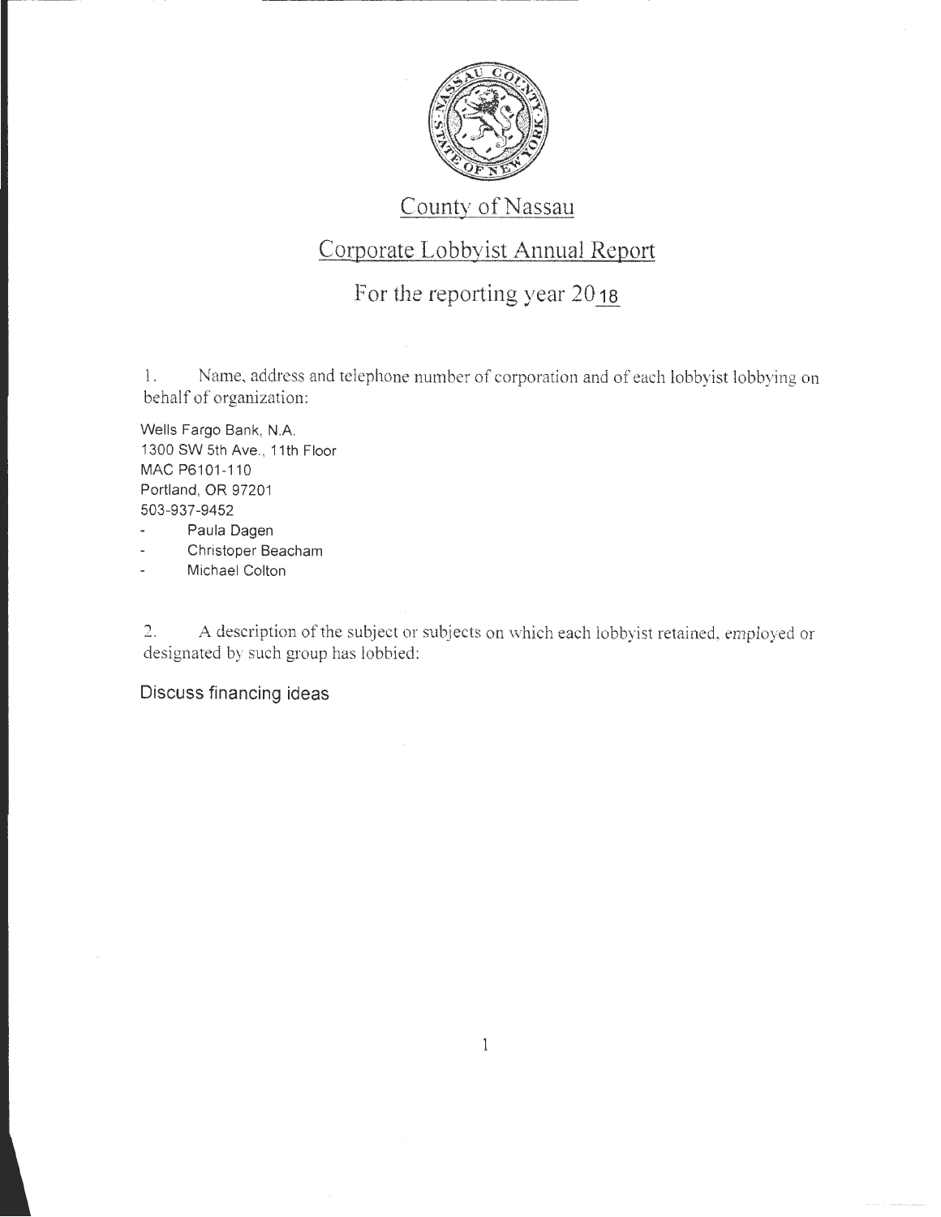# County of Nassau

## Corporate Lobbyist Annual Report

### For the reporting year 2018

1. Name, address and telephone number of corporation and of each lobbyist lobbying on behalf of organization:

Wells Fargo Bank, N.A.
1300 SW 5th Ave., 11th Floor
MAC P6101-110
Portland, OR 97201
503-937-9452

- Paula Dagen
- Christoper Beacham
- Michael Colton

2. A description of the subject or subjects on which each lobbyist retained, employed or designated by such group has lobbied:

Discuss financing ideas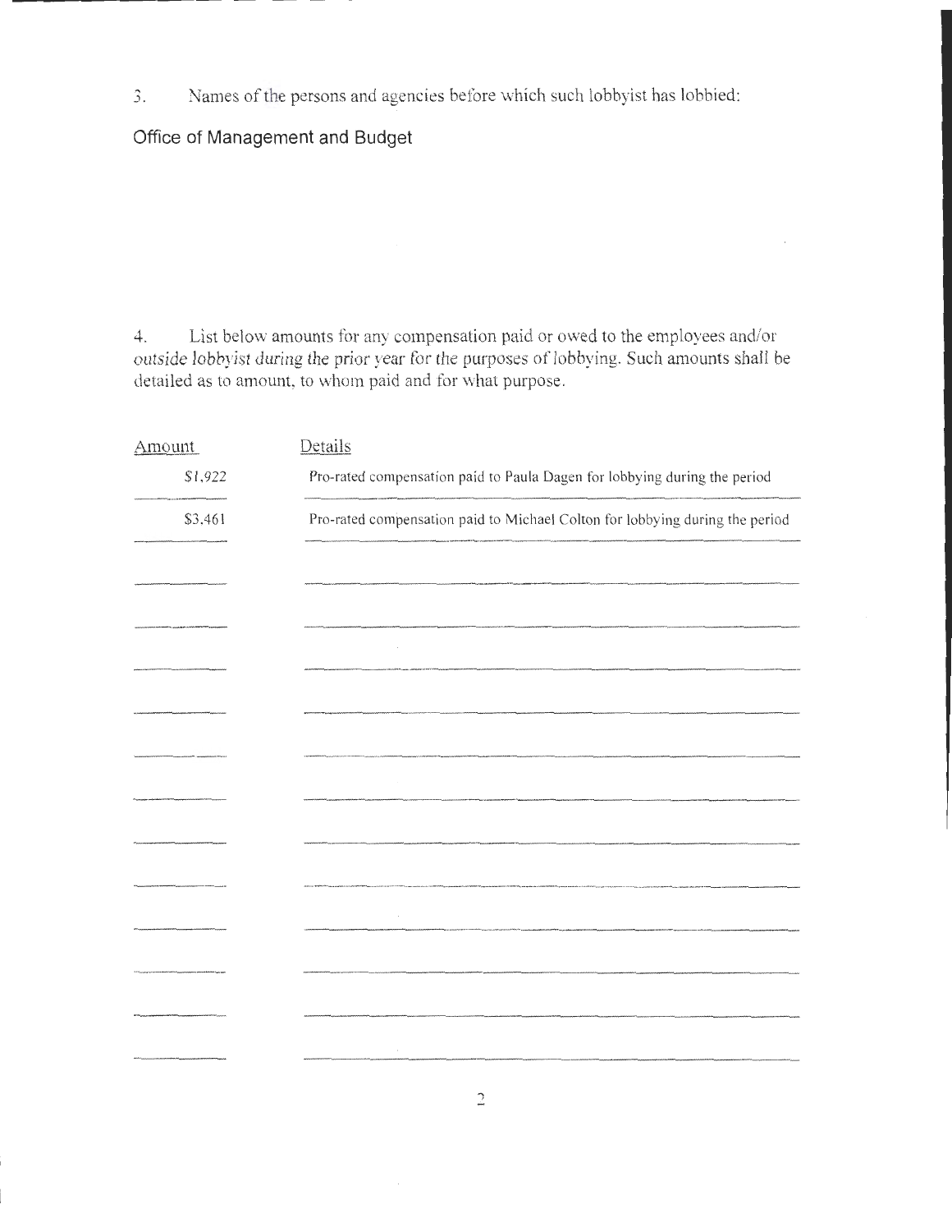3. Names of the persons and agencies before which such lobbyist has lobbied:

Office of Management and Budget

4. List below amounts for any compensation paid or owed to the employees and/or outside lobbyist during the prior year for the purposes of lobbying. Such amounts shall be detailed as to amount, to whom paid and for what purpose.

| Amount | Details |
|---|---|
| $1,922 | Pro-rated compensation paid to Paula Dagen for lobbying during the period |
| $3,461 | Pro-rated compensation paid to Michael Colton for lobbying during the period |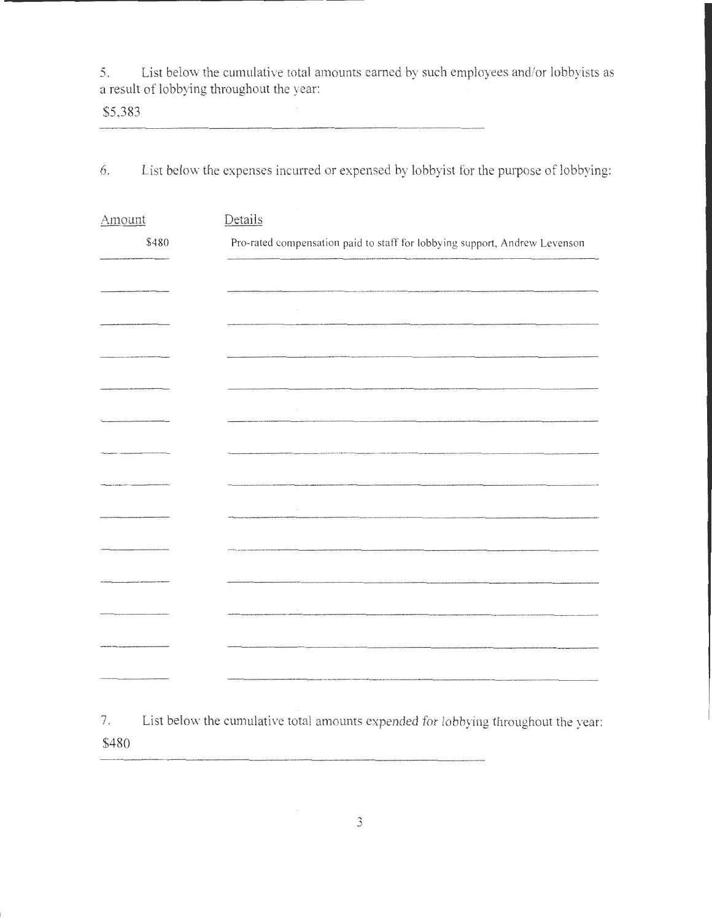5. List below the cumulative total amounts earned by such employees and/or lobbyists as a result of lobbying throughout the year:

$5,383

6. List below the expenses incurred or expensed by lobbyist for the purpose of lobbying:

| Amount | Details |
| --- | --- |
| $480 | Pro-rated compensation paid to staff for lobbying support, Andrew Levenson |

7. List below the cumulative total amounts expended for lobbying throughout the year:

$480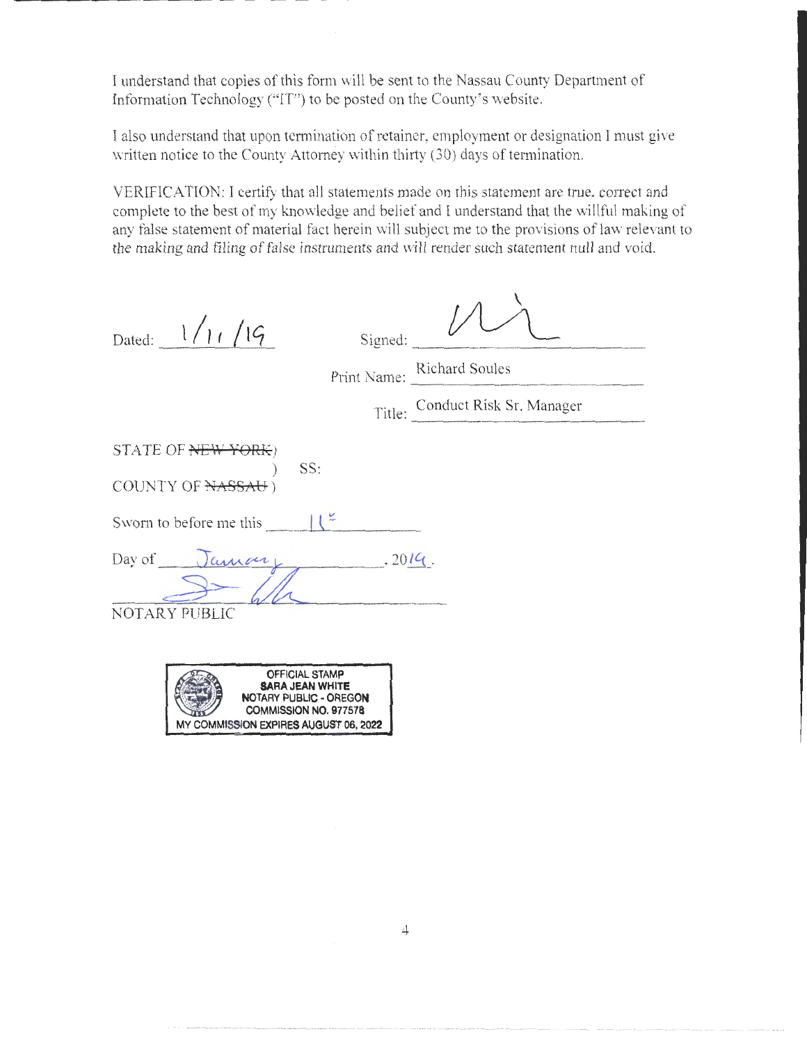I understand that copies of this form will be sent to the Nassau County Department of Information Technology ("IT") to be posted on the County's website.

I also understand that upon termination of retainer, employment or designation I must give written notice to the County Attorney within thirty (30) days of termination.

VERIFICATION: I certify that all statements made on this statement are true, correct and complete to the best of my knowledge and belief and I understand that the willful making of any false statement of material fact herein will subject me to the provisions of law relevant to the making and filing of false instruments and will render such statement null and void.

Dated: 1/11/19

Signed: [signature]

Print Name: Richard Soules

Title: Conduct Risk Sr. Manager

STATE OF ~~NEW YORK~~ )
) SS:
COUNTY OF ~~NASSAU~~ )

Sworn to before me this 11th

Day of January, 2019.

[signature]

NOTARY PUBLIC

OFFICIAL STAMP
SARA JEAN WHITE
NOTARY PUBLIC - OREGON
COMMISSION NO. 977578
MY COMMISSION EXPIRES AUGUST 06, 2022